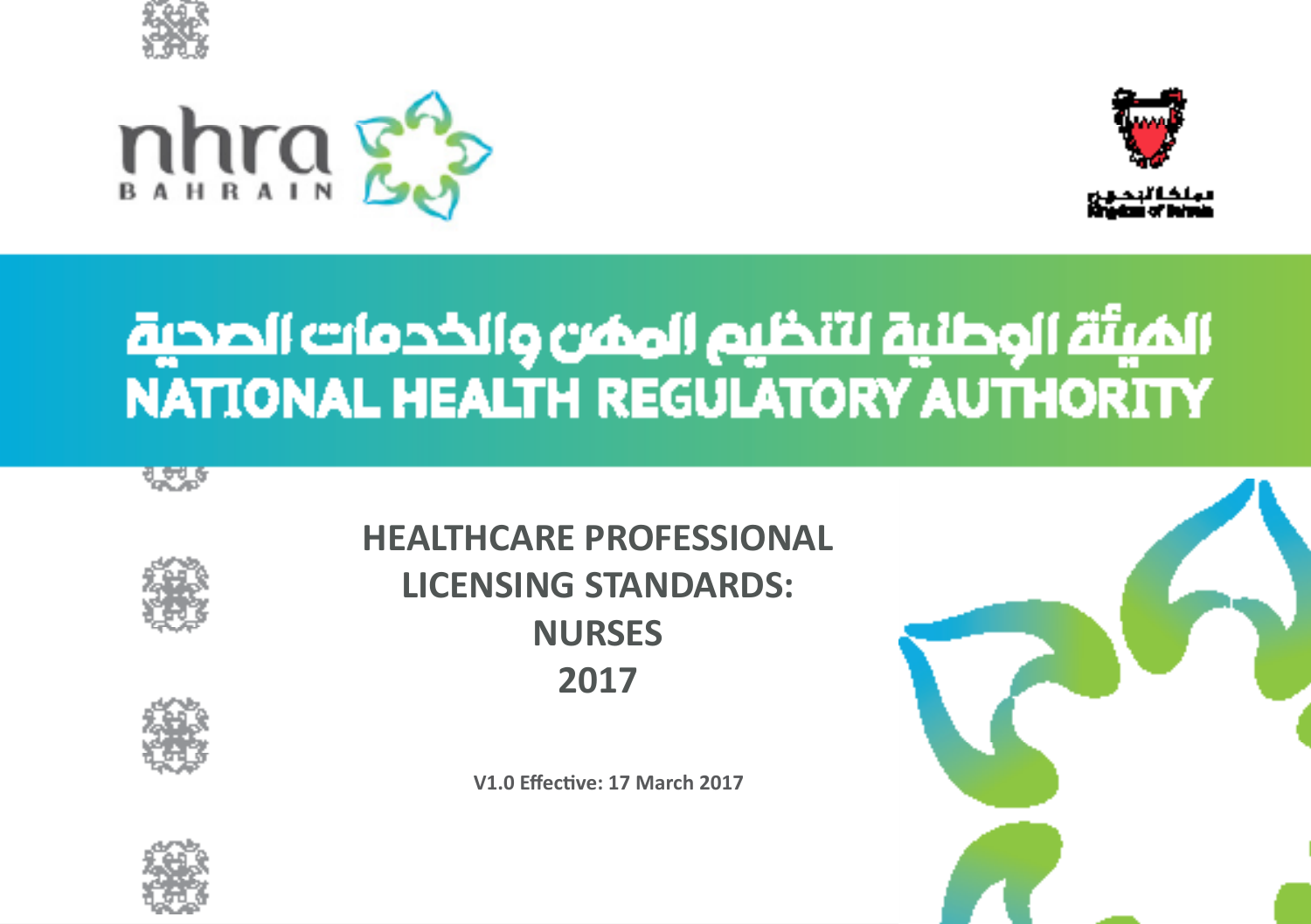nhra BAHRAIN

Kingdom of Bahrain

# الهيئة الوطنية لتنظيم المهن والخدمات الصحية
# NATIONAL HEALTH REGULATORY AUTHORITY

## HEALTHCARE PROFESSIONAL LICENSING STANDARDS: NURSES 2017

**V1.0 Effective: 17 March 2017**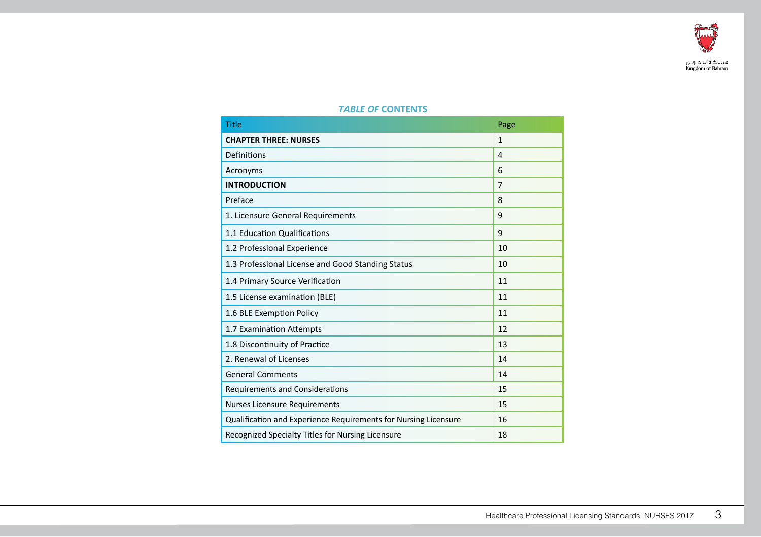## *TABLE OF* CONTENTS

| Title | Page |
|---|---|
| **CHAPTER THREE: NURSES** | 1 |
| Definitions | 4 |
| Acronyms | 6 |
| **INTRODUCTION** | 7 |
| Preface | 8 |
| 1. Licensure General Requirements | 9 |
| 1.1 Education Qualifications | 9 |
| 1.2 Professional Experience | 10 |
| 1.3 Professional License and Good Standing Status | 10 |
| 1.4 Primary Source Verification | 11 |
| 1.5 License examination (BLE) | 11 |
| 1.6 BLE Exemption Policy | 11 |
| 1.7 Examination Attempts | 12 |
| 1.8 Discontinuity of Practice | 13 |
| 2. Renewal of Licenses | 14 |
| General Comments | 14 |
| Requirements and Considerations | 15 |
| Nurses Licensure Requirements | 15 |
| Qualification and Experience Requirements for Nursing Licensure | 16 |
| Recognized Specialty Titles for Nursing Licensure | 18 |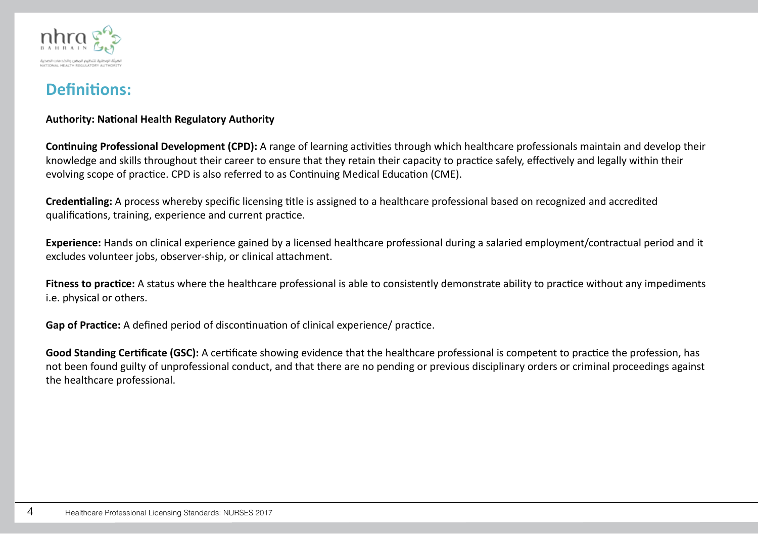# Definitions:

**Authority: National Health Regulatory Authority**

**Continuing Professional Development (CPD):** A range of learning activities through which healthcare professionals maintain and develop their knowledge and skills throughout their career to ensure that they retain their capacity to practice safely, effectively and legally within their evolving scope of practice. CPD is also referred to as Continuing Medical Education (CME).

**Credentialing:** A process whereby specific licensing title is assigned to a healthcare professional based on recognized and accredited qualifications, training, experience and current practice.

**Experience:** Hands on clinical experience gained by a licensed healthcare professional during a salaried employment/contractual period and it excludes volunteer jobs, observer-ship, or clinical attachment.

**Fitness to practice:** A status where the healthcare professional is able to consistently demonstrate ability to practice without any impediments i.e. physical or others.

**Gap of Practice:** A defined period of discontinuation of clinical experience/ practice.

**Good Standing Certificate (GSC):** A certificate showing evidence that the healthcare professional is competent to practice the profession, has not been found guilty of unprofessional conduct, and that there are no pending or previous disciplinary orders or criminal proceedings against the healthcare professional.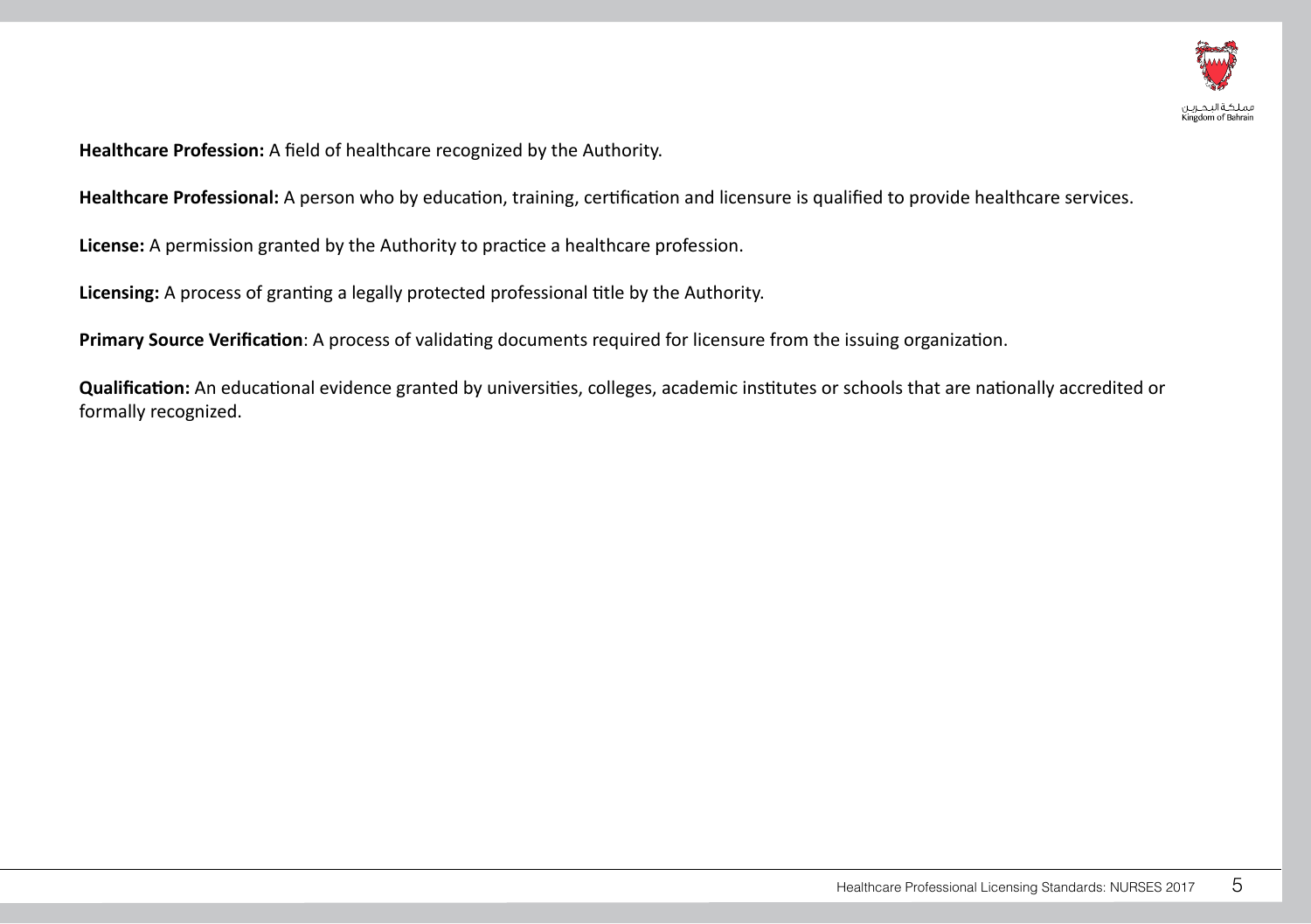**Healthcare Profession:** A field of healthcare recognized by the Authority.

**Healthcare Professional:** A person who by education, training, certification and licensure is qualified to provide healthcare services.

**License:** A permission granted by the Authority to practice a healthcare profession.

**Licensing:** A process of granting a legally protected professional title by the Authority.

**Primary Source Verification**: A process of validating documents required for licensure from the issuing organization.

**Qualification:** An educational evidence granted by universities, colleges, academic institutes or schools that are nationally accredited or formally recognized.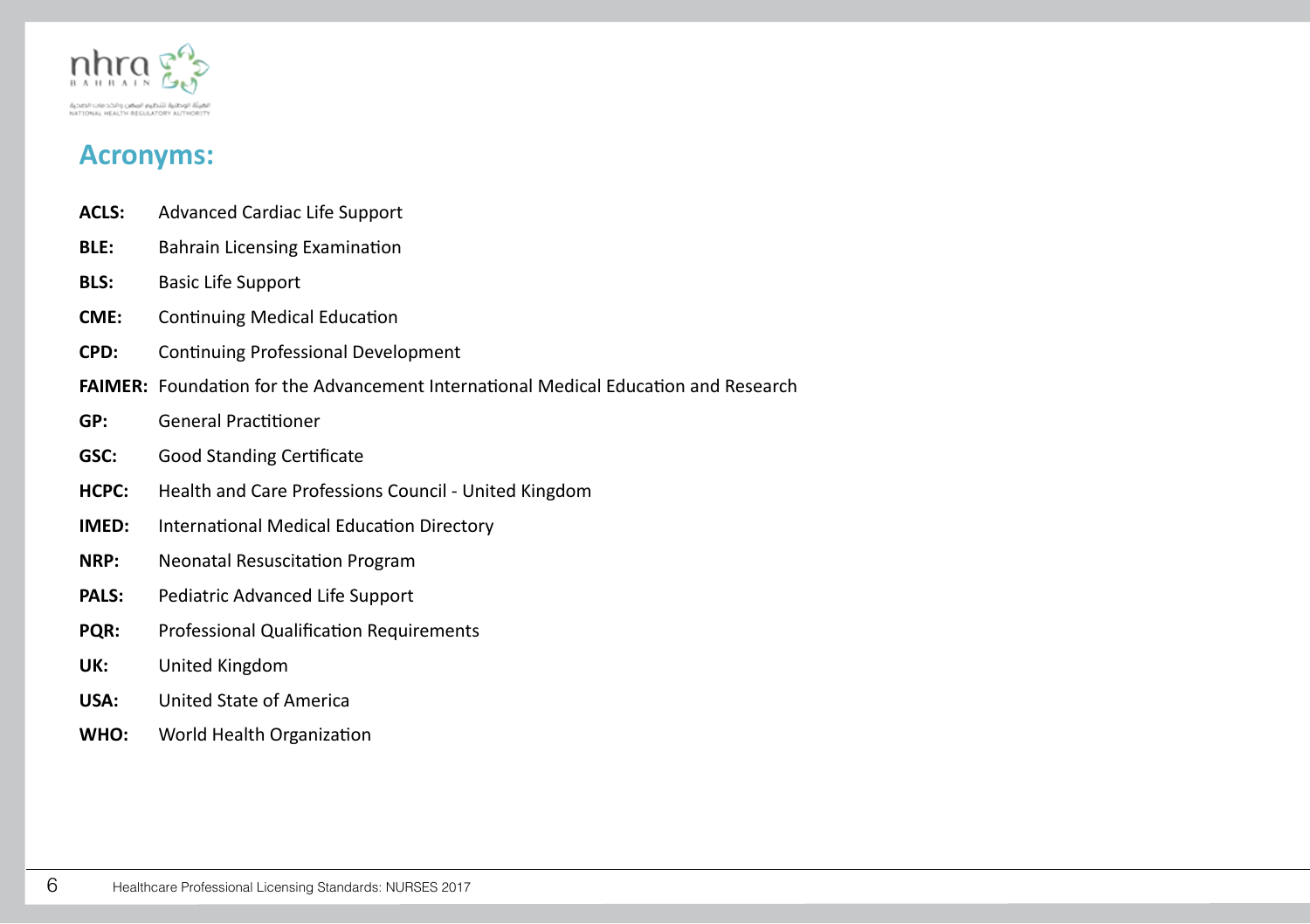## Acronyms:

**ACLS:** Advanced Cardiac Life Support

**BLE:** Bahrain Licensing Examination

**BLS:** Basic Life Support

**CME:** Continuing Medical Education

**CPD:** Continuing Professional Development

**FAIMER:** Foundation for the Advancement International Medical Education and Research

**GP:** General Practitioner

**GSC:** Good Standing Certificate

**HCPC:** Health and Care Professions Council - United Kingdom

**IMED:** International Medical Education Directory

**NRP:** Neonatal Resuscitation Program

**PALS:** Pediatric Advanced Life Support

**PQR:** Professional Qualification Requirements

**UK:** United Kingdom

**USA:** United State of America

**WHO:** World Health Organization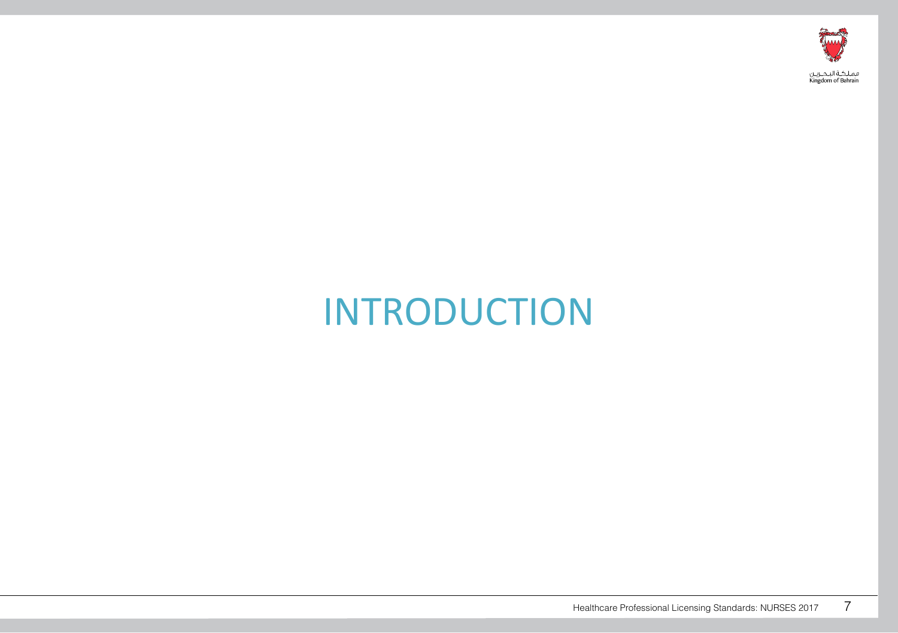# INTRODUCTION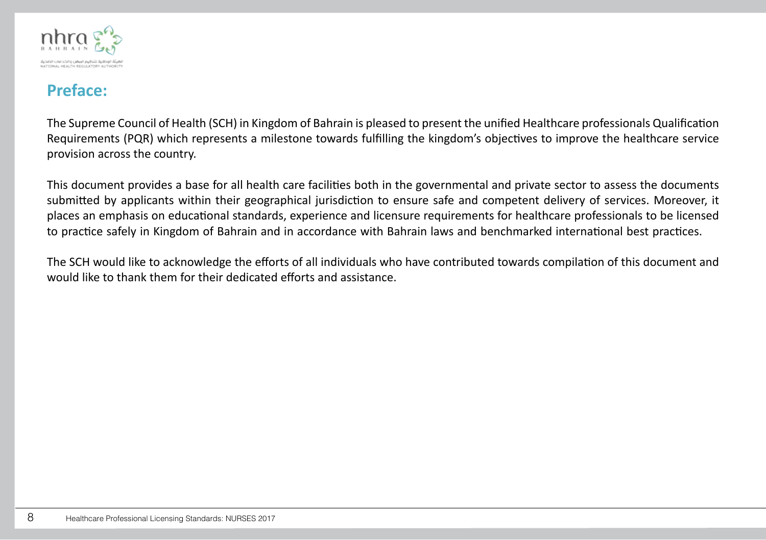## Preface:

The Supreme Council of Health (SCH) in Kingdom of Bahrain is pleased to present the unified Healthcare professionals Qualification Requirements (PQR) which represents a milestone towards fulfilling the kingdom's objectives to improve the healthcare service provision across the country.

This document provides a base for all health care facilities both in the governmental and private sector to assess the documents submitted by applicants within their geographical jurisdiction to ensure safe and competent delivery of services. Moreover, it places an emphasis on educational standards, experience and licensure requirements for healthcare professionals to be licensed to practice safely in Kingdom of Bahrain and in accordance with Bahrain laws and benchmarked international best practices.

The SCH would like to acknowledge the efforts of all individuals who have contributed towards compilation of this document and would like to thank them for their dedicated efforts and assistance.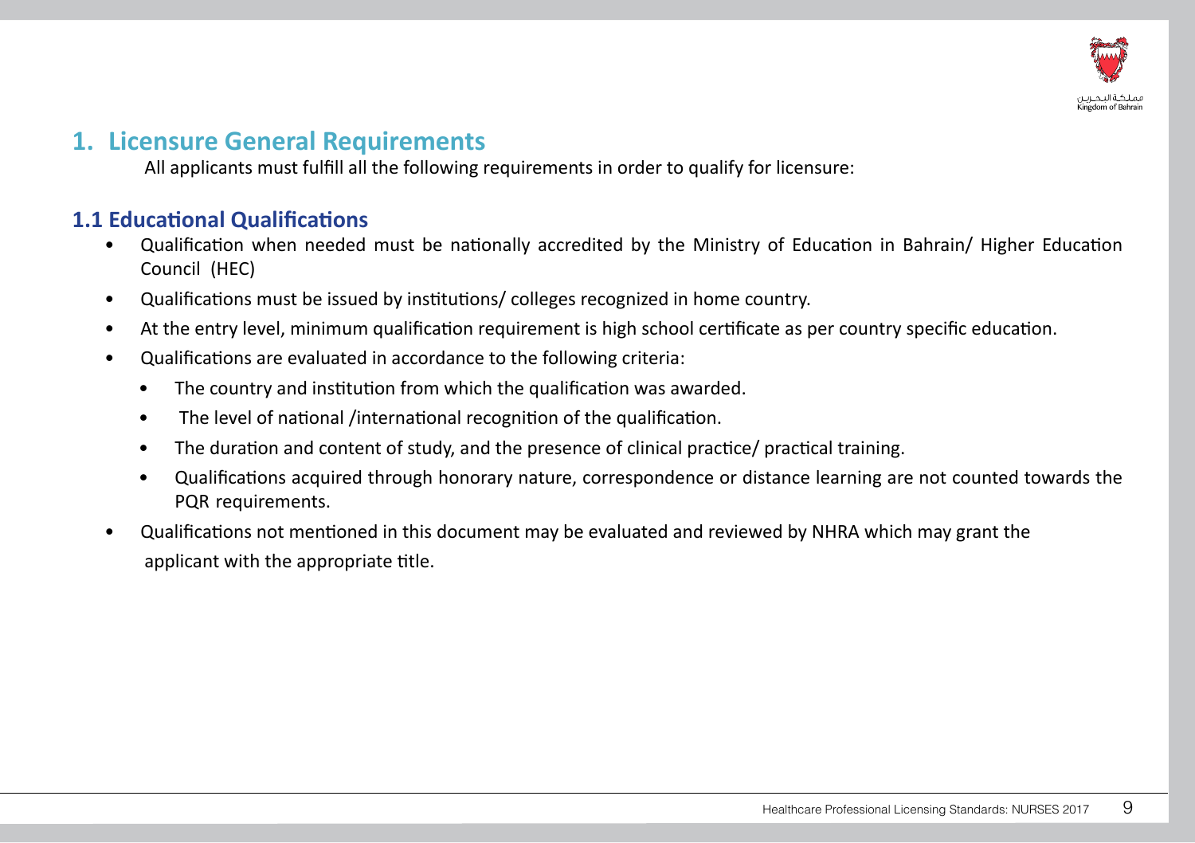## 1. Licensure General Requirements

All applicants must fulfill all the following requirements in order to qualify for licensure:

### 1.1 Educational Qualifications

- Qualification when needed must be nationally accredited by the Ministry of Education in Bahrain/ Higher Education Council (HEC)
- Qualifications must be issued by institutions/ colleges recognized in home country.
- At the entry level, minimum qualification requirement is high school certificate as per country specific education.
- Qualifications are evaluated in accordance to the following criteria:
  - The country and institution from which the qualification was awarded.
  - The level of national /international recognition of the qualification.
  - The duration and content of study, and the presence of clinical practice/ practical training.
  - Qualifications acquired through honorary nature, correspondence or distance learning are not counted towards the PQR requirements.
- Qualifications not mentioned in this document may be evaluated and reviewed by NHRA which may grant the applicant with the appropriate title.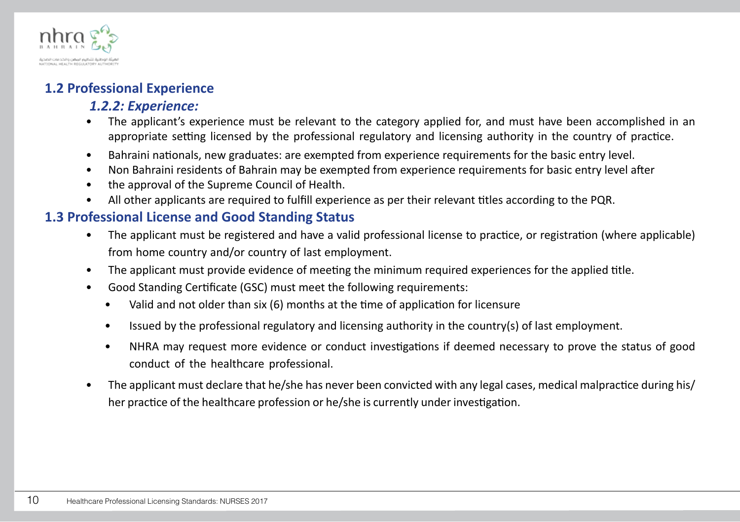## 1.2 Professional Experience

### *1.2.2: Experience:*

- The applicant's experience must be relevant to the category applied for, and must have been accomplished in an appropriate setting licensed by the professional regulatory and licensing authority in the country of practice.
- Bahraini nationals, new graduates: are exempted from experience requirements for the basic entry level.
- Non Bahraini residents of Bahrain may be exempted from experience requirements for basic entry level after
- the approval of the Supreme Council of Health.
- All other applicants are required to fulfill experience as per their relevant titles according to the PQR.

## 1.3 Professional License and Good Standing Status

- The applicant must be registered and have a valid professional license to practice, or registration (where applicable) from home country and/or country of last employment.
- The applicant must provide evidence of meeting the minimum required experiences for the applied title.
- Good Standing Certificate (GSC) must meet the following requirements:
  - Valid and not older than six (6) months at the time of application for licensure
  - Issued by the professional regulatory and licensing authority in the country(s) of last employment.
  - NHRA may request more evidence or conduct investigations if deemed necessary to prove the status of good conduct of the healthcare professional.
- The applicant must declare that he/she has never been convicted with any legal cases, medical malpractice during his/her practice of the healthcare profession or he/she is currently under investigation.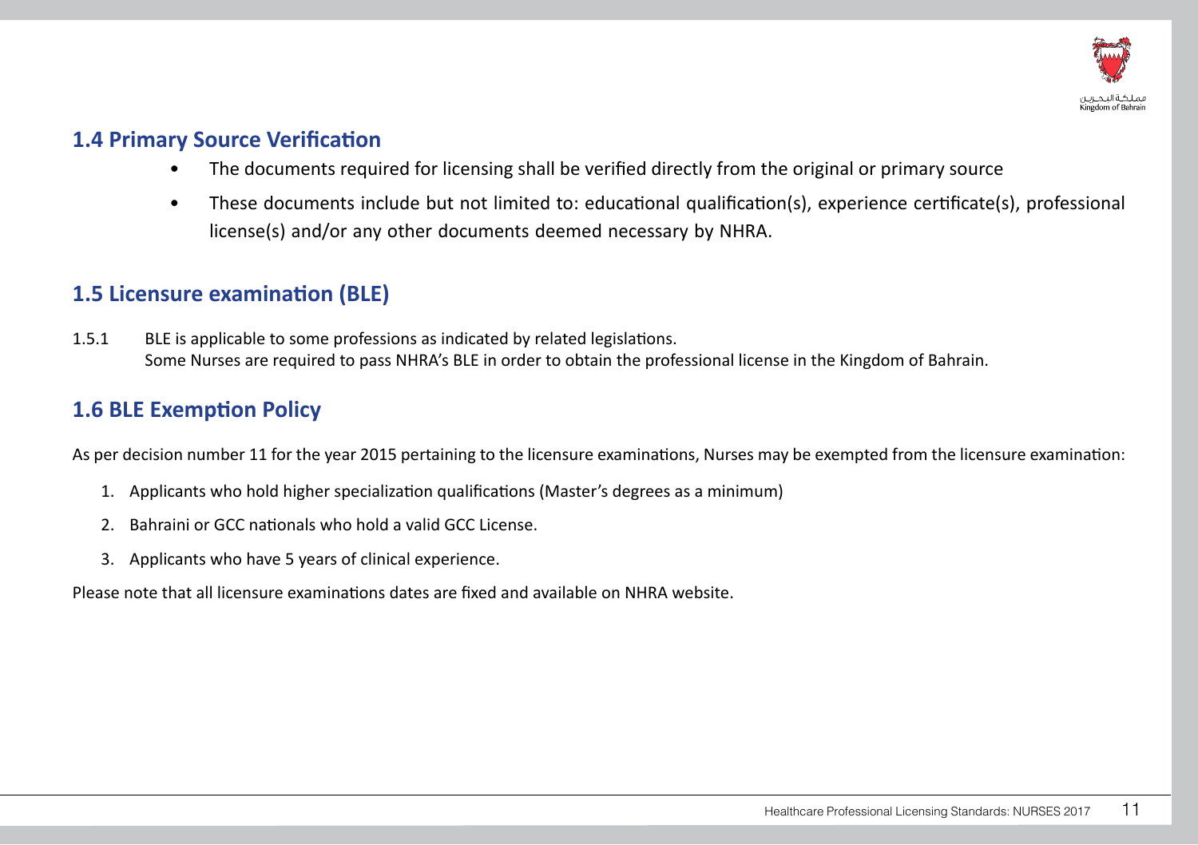## 1.4 Primary Source Verification

- The documents required for licensing shall be verified directly from the original or primary source
- These documents include but not limited to: educational qualification(s), experience certificate(s), professional license(s) and/or any other documents deemed necessary by NHRA.

## 1.5 Licensure examination (BLE)

1.5.1 BLE is applicable to some professions as indicated by related legislations.
Some Nurses are required to pass NHRA's BLE in order to obtain the professional license in the Kingdom of Bahrain.

## 1.6 BLE Exemption Policy

As per decision number 11 for the year 2015 pertaining to the licensure examinations, Nurses may be exempted from the licensure examination:

1. Applicants who hold higher specialization qualifications (Master's degrees as a minimum)
2. Bahraini or GCC nationals who hold a valid GCC License.
3. Applicants who have 5 years of clinical experience.

Please note that all licensure examinations dates are fixed and available on NHRA website.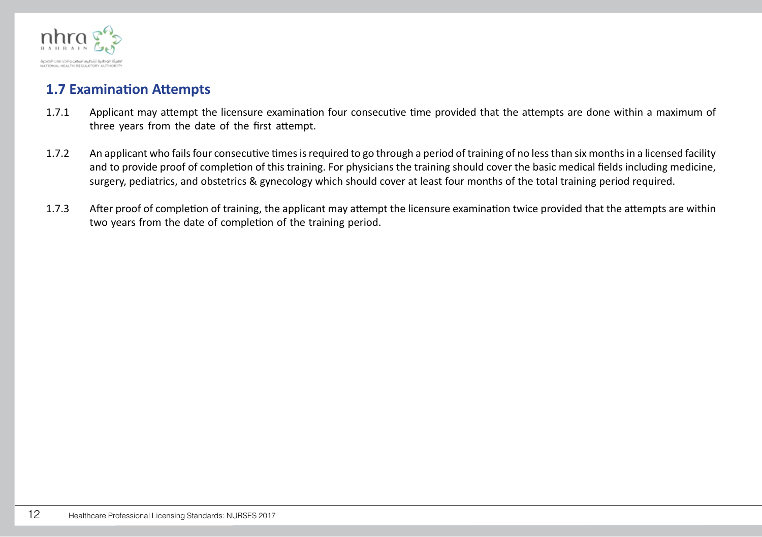## 1.7 Examination Attempts

1.7.1 Applicant may attempt the licensure examination four consecutive time provided that the attempts are done within a maximum of three years from the date of the first attempt.

1.7.2 An applicant who fails four consecutive times is required to go through a period of training of no less than six months in a licensed facility and to provide proof of completion of this training. For physicians the training should cover the basic medical fields including medicine, surgery, pediatrics, and obstetrics & gynecology which should cover at least four months of the total training period required.

1.7.3 After proof of completion of training, the applicant may attempt the licensure examination twice provided that the attempts are within two years from the date of completion of the training period.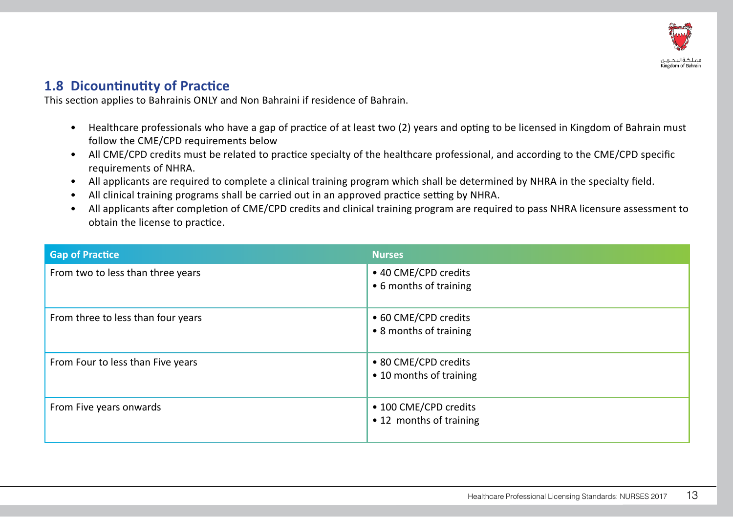## 1.8 Dicountinutity of Practice

This section applies to Bahrainis ONLY and Non Bahraini if residence of Bahrain.

- Healthcare professionals who have a gap of practice of at least two (2) years and opting to be licensed in Kingdom of Bahrain must follow the CME/CPD requirements below
- All CME/CPD credits must be related to practice specialty of the healthcare professional, and according to the CME/CPD specific requirements of NHRA.
- All applicants are required to complete a clinical training program which shall be determined by NHRA in the specialty field.
- All clinical training programs shall be carried out in an approved practice setting by NHRA.
- All applicants after completion of CME/CPD credits and clinical training program are required to pass NHRA licensure assessment to obtain the license to practice.

| Gap of Practice | Nurses |
|---|---|
| From two to less than three years | • 40 CME/CPD credits<br>• 6 months of training |
| From three to less than four years | • 60 CME/CPD credits<br>• 8 months of training |
| From Four to less than Five years | • 80 CME/CPD credits<br>• 10 months of training |
| From Five years onwards | • 100 CME/CPD credits<br>• 12 months of training |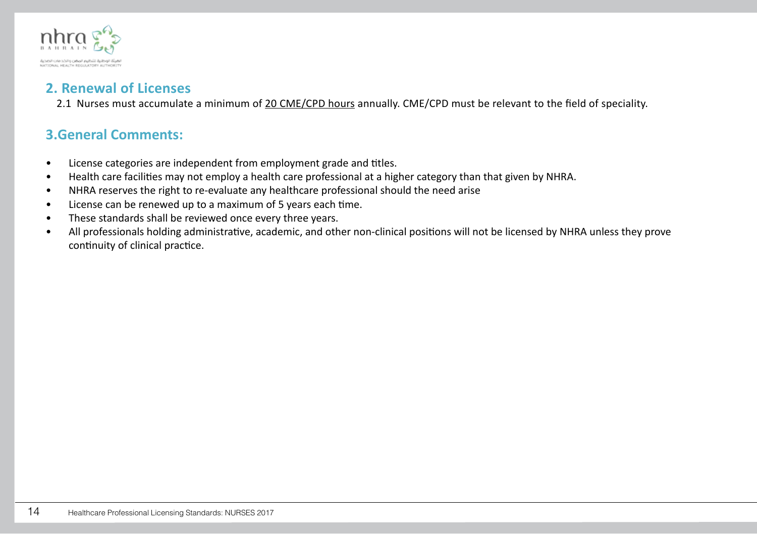## 2. Renewal of Licenses

2.1 Nurses must accumulate a minimum of 20 CME/CPD hours annually. CME/CPD must be relevant to the field of speciality.

## 3.General Comments:

- License categories are independent from employment grade and titles.
- Health care facilities may not employ a health care professional at a higher category than that given by NHRA.
- NHRA reserves the right to re-evaluate any healthcare professional should the need arise
- License can be renewed up to a maximum of 5 years each time.
- These standards shall be reviewed once every three years.
- All professionals holding administrative, academic, and other non-clinical positions will not be licensed by NHRA unless they prove continuity of clinical practice.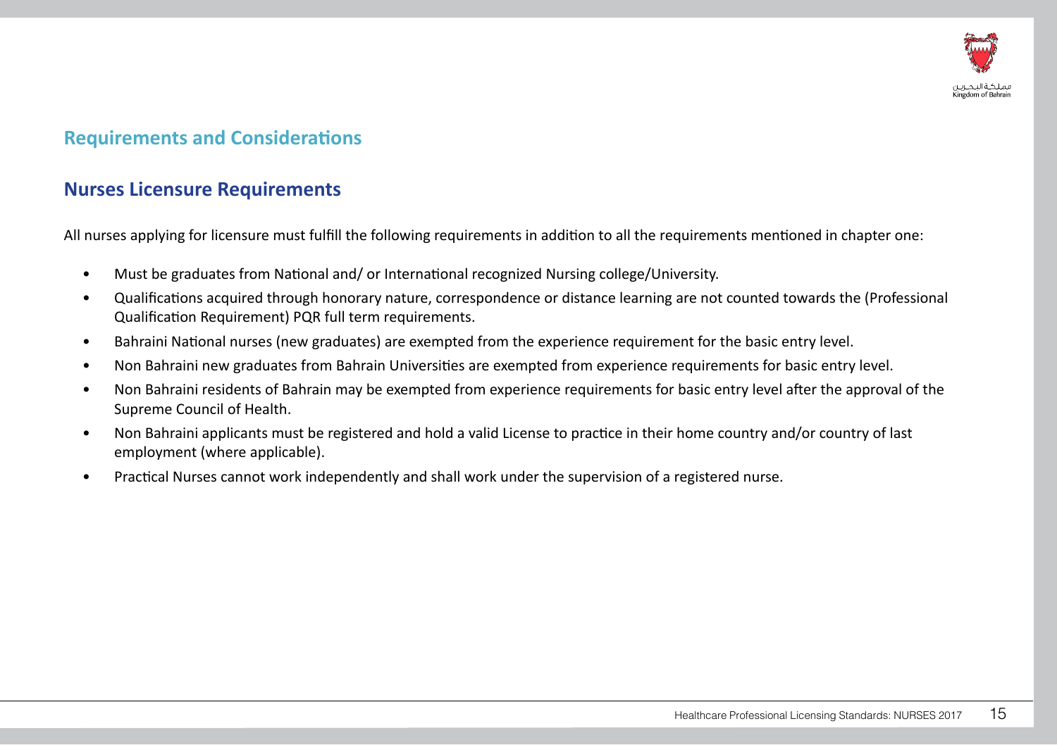## Requirements and Considerations

### Nurses Licensure Requirements

All nurses applying for licensure must fulfill the following requirements in addition to all the requirements mentioned in chapter one:

- Must be graduates from National and/ or International recognized Nursing college/University.
- Qualifications acquired through honorary nature, correspondence or distance learning are not counted towards the (Professional Qualification Requirement) PQR full term requirements.
- Bahraini National nurses (new graduates) are exempted from the experience requirement for the basic entry level.
- Non Bahraini new graduates from Bahrain Universities are exempted from experience requirements for basic entry level.
- Non Bahraini residents of Bahrain may be exempted from experience requirements for basic entry level after the approval of the Supreme Council of Health.
- Non Bahraini applicants must be registered and hold a valid License to practice in their home country and/or country of last employment (where applicable).
- Practical Nurses cannot work independently and shall work under the supervision of a registered nurse.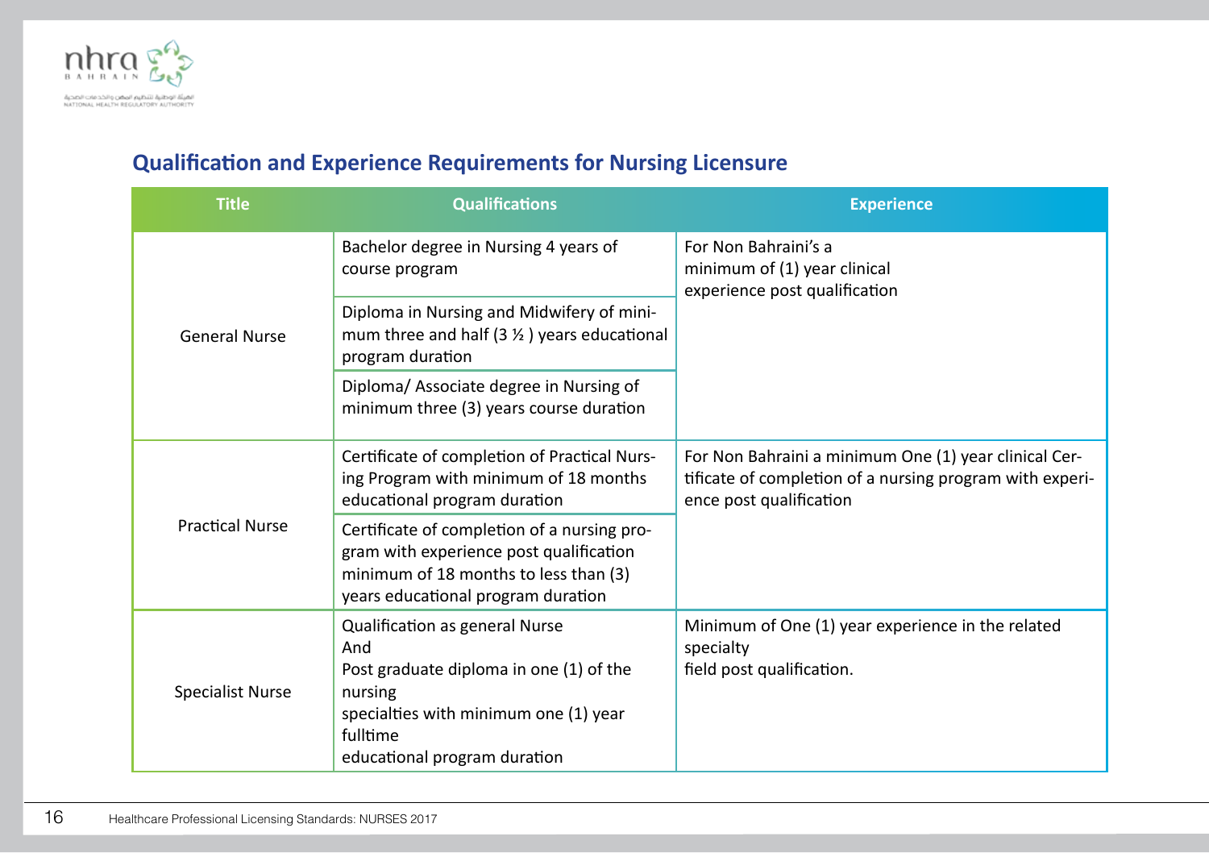## Qualification and Experience Requirements for Nursing Licensure

| Title | Qualifications | Experience |
|---|---|---|
| General Nurse | Bachelor degree in Nursing 4 years of course program | For Non Bahraini's a minimum of (1) year clinical experience post qualification |
| | Diploma in Nursing and Midwifery of minimum three and half (3 ½ ) years educational program duration | |
| | Diploma/ Associate degree in Nursing of minimum three (3) years course duration | |
| Practical Nurse | Certificate of completion of Practical Nursing Program with minimum of 18 months educational program duration | For Non Bahraini a minimum One (1) year clinical Certificate of completion of a nursing program with experience post qualification |
| | Certificate of completion of a nursing program with experience post qualification minimum of 18 months to less than (3) years educational program duration | |
| Specialist Nurse | Qualification as general Nurse<br>And<br>Post graduate diploma in one (1) of the nursing<br>specialties with minimum one (1) year fulltime<br>educational program duration | Minimum of One (1) year experience in the related specialty<br>field post qualification. |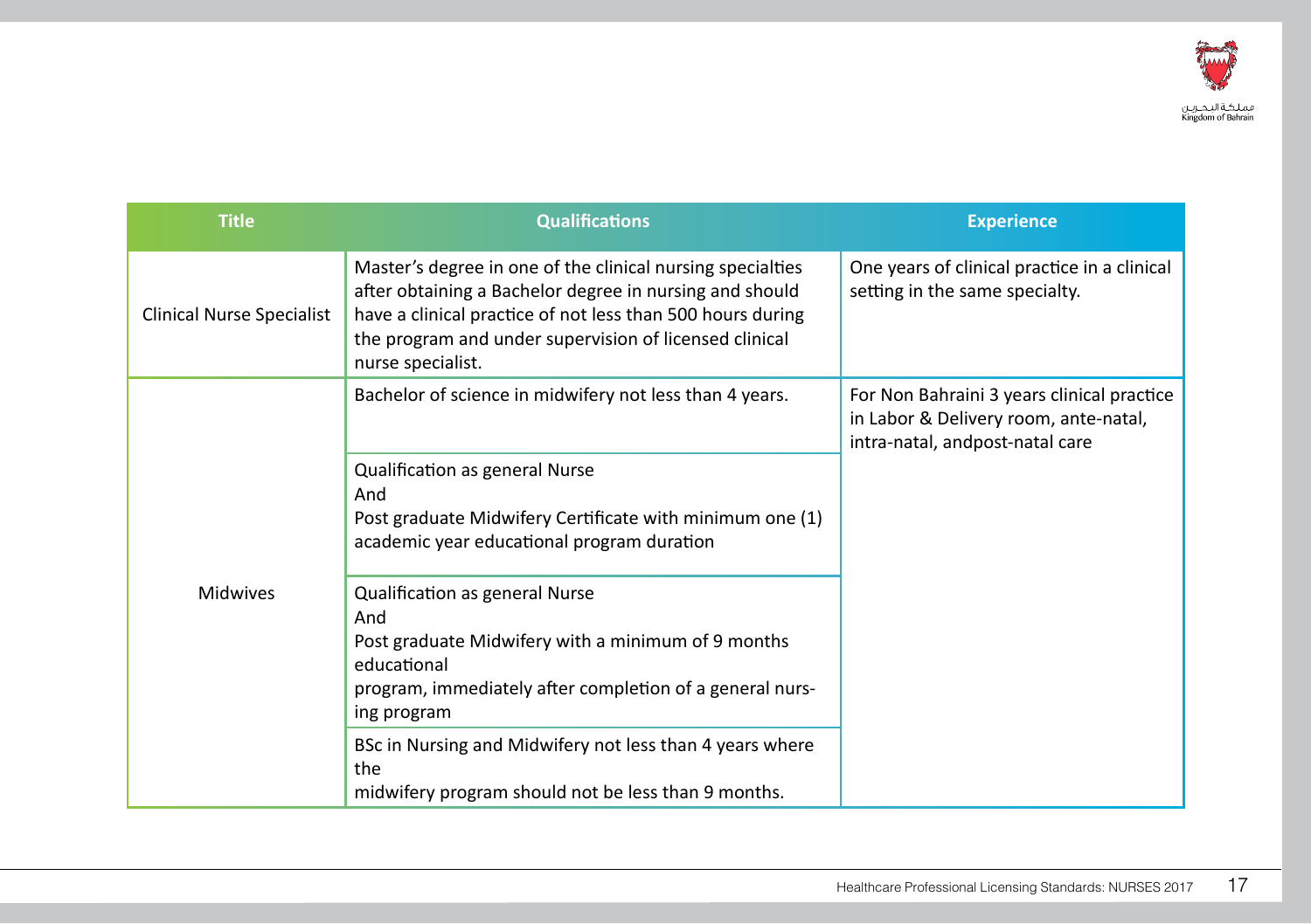| Title | Qualifications | Experience |
|---|---|---|
| Clinical Nurse Specialist | Master's degree in one of the clinical nursing specialties after obtaining a Bachelor degree in nursing and should have a clinical practice of not less than 500 hours during the program and under supervision of licensed clinical nurse specialist. | One years of clinical practice in a clinical setting in the same specialty. |
| Midwives | Bachelor of science in midwifery not less than 4 years. | For Non Bahraini 3 years clinical practice in Labor & Delivery room, ante-natal, intra-natal, andpost-natal care |
| | Qualification as general Nurse<br>And<br>Post graduate Midwifery Certificate with minimum one (1) academic year educational program duration | |
| | Qualification as general Nurse<br>And<br>Post graduate Midwifery with a minimum of 9 months educational<br>program, immediately after completion of a general nursing program | |
| | BSc in Nursing and Midwifery not less than 4 years where the<br>midwifery program should not be less than 9 months. | |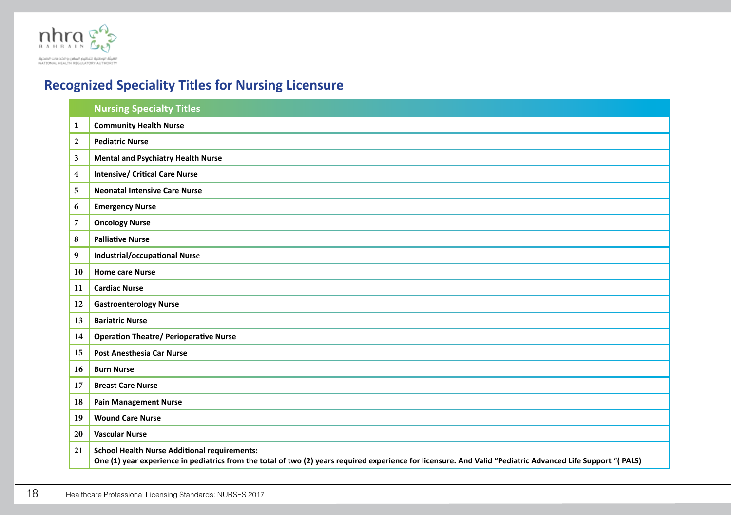## Recognized Speciality Titles for Nursing Licensure

| | Nursing Specialty Titles |
|---|---|
| 1 | **Community Health Nurse** |
| 2 | **Pediatric Nurse** |
| 3 | **Mental and Psychiatry Health Nurse** |
| 4 | **Intensive/ Critical Care Nurse** |
| 5 | **Neonatal Intensive Care Nurse** |
| 6 | **Emergency Nurse** |
| 7 | **Oncology Nurse** |
| 8 | **Palliative Nurse** |
| 9 | **Industrial/occupational Nurse** |
| 10 | **Home care Nurse** |
| 11 | **Cardiac Nurse** |
| 12 | **Gastroenterology Nurse** |
| 13 | **Bariatric Nurse** |
| 14 | **Operation Theatre/ Perioperative Nurse** |
| 15 | **Post Anesthesia Car Nurse** |
| 16 | **Burn Nurse** |
| 17 | **Breast Care Nurse** |
| 18 | **Pain Management Nurse** |
| 19 | **Wound Care Nurse** |
| 20 | **Vascular Nurse** |
| 21 | **School Health Nurse Additional requirements:**<br>**One (1) year experience in pediatrics from the total of two (2) years required experience for licensure. And Valid "Pediatric Advanced Life Support "( PALS)** |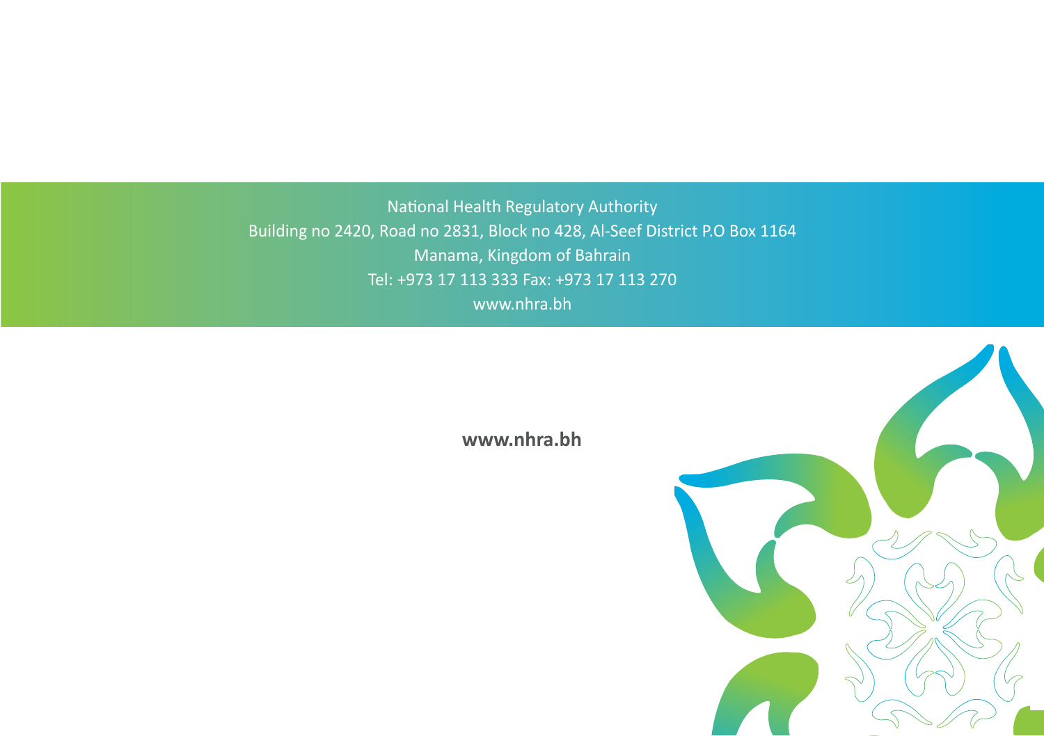National Health Regulatory Authority
Building no 2420, Road no 2831, Block no 428, Al-Seef District P.O Box 1164
Manama, Kingdom of Bahrain
Tel: +973 17 113 333 Fax: +973 17 113 270
www.nhra.bh

**www.nhra.bh**